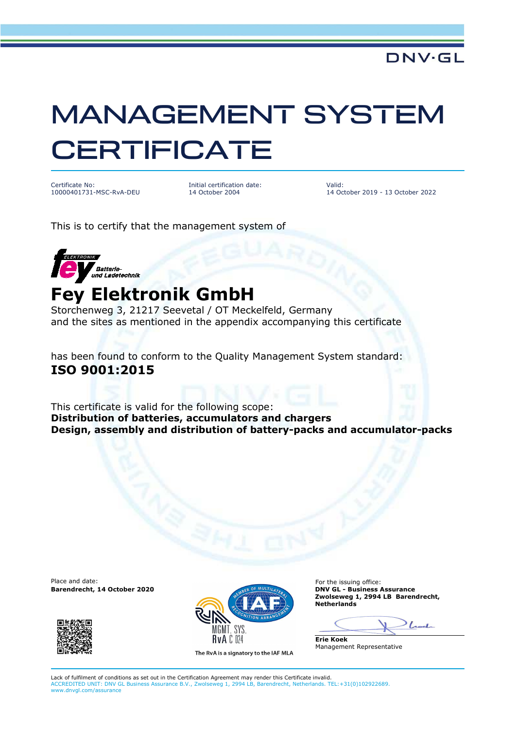DNV·GL

# MANAGEMENT SYSTEM CERTIFICATE

| Certificate No: | Initial certification date: | Valid: |
|---|---|---|
| 10000401731-MSC-RvA-DEU | 14 October 2004 | 14 October 2019 - 13 October 2022 |

This is to certify that the management system of

fey ELEKTRONIK Batterie- und Ladetechnik

## Fey Elektronik GmbH

Storchenweg 3, 21217 Seevetal / OT Meckelfeld, Germany
and the sites as mentioned in the appendix accompanying this certificate

has been found to conform to the Quality Management System standard:
**ISO 9001:2015**

This certificate is valid for the following scope:
**Distribution of batteries, accumulators and chargers**
**Design, assembly and distribution of battery-packs and accumulator-packs**

Place and date:
**Barendrecht, 14 October 2020**

MEMBER OF MULTILATERAL RECOGNITION ARRANGEMENT IAF
RvA MGMT. SYS. RvA C 024
The RvA is a signatory to the IAF MLA

For the issuing office:
**DNV GL - Business Assurance**
**Zwolseweg 1, 2994 LB Barendrecht, Netherlands**

**Erie Koek**
Management Representative

Lack of fulfilment of conditions as set out in the Certification Agreement may render this Certificate invalid.
ACCREDITED UNIT: DNV GL Business Assurance B.V., Zwolseweg 1, 2994 LB, Barendrecht, Netherlands. TEL:+31(0)102922689.
www.dnvgl.com/assurance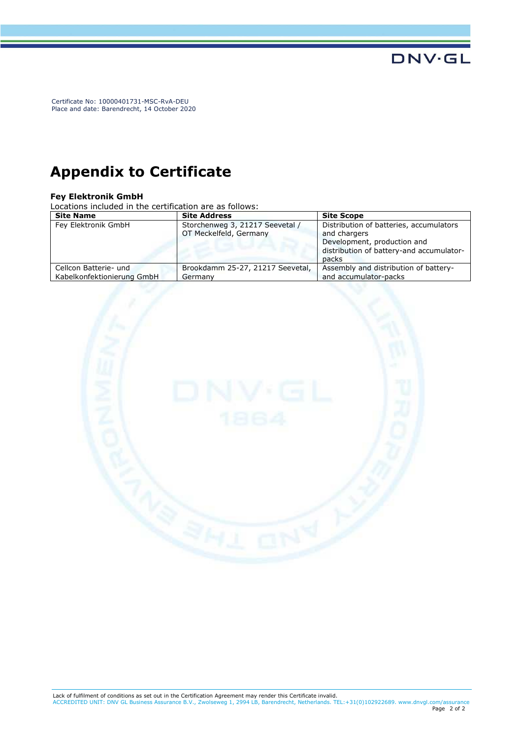Certificate No: 10000401731-MSC-RvA-DEU
Place and date: Barendrecht, 14 October 2020

# Appendix to Certificate

**Fey Elektronik GmbH**

Locations included in the certification are as follows:

| Site Name | Site Address | Site Scope |
|---|---|---|
| Fey Elektronik GmbH | Storchenweg 3, 21217 Seevetal / OT Meckelfeld, Germany | Distribution of batteries, accumulators and chargers<br>Development, production and distribution of battery-and accumulator-packs |
| Cellcon Batterie- und Kabelkonfektionierung GmbH | Brookdamm 25-27, 21217 Seevetal, Germany | Assembly and distribution of battery- and accumulator-packs |

Lack of fulfilment of conditions as set out in the Certification Agreement may render this Certificate invalid.
ACCREDITED UNIT: DNV GL Business Assurance B.V., Zwolseweg 1, 2994 LB, Barendrecht, Netherlands. TEL:+31(0)102922689. www.dnvgl.com/assurance